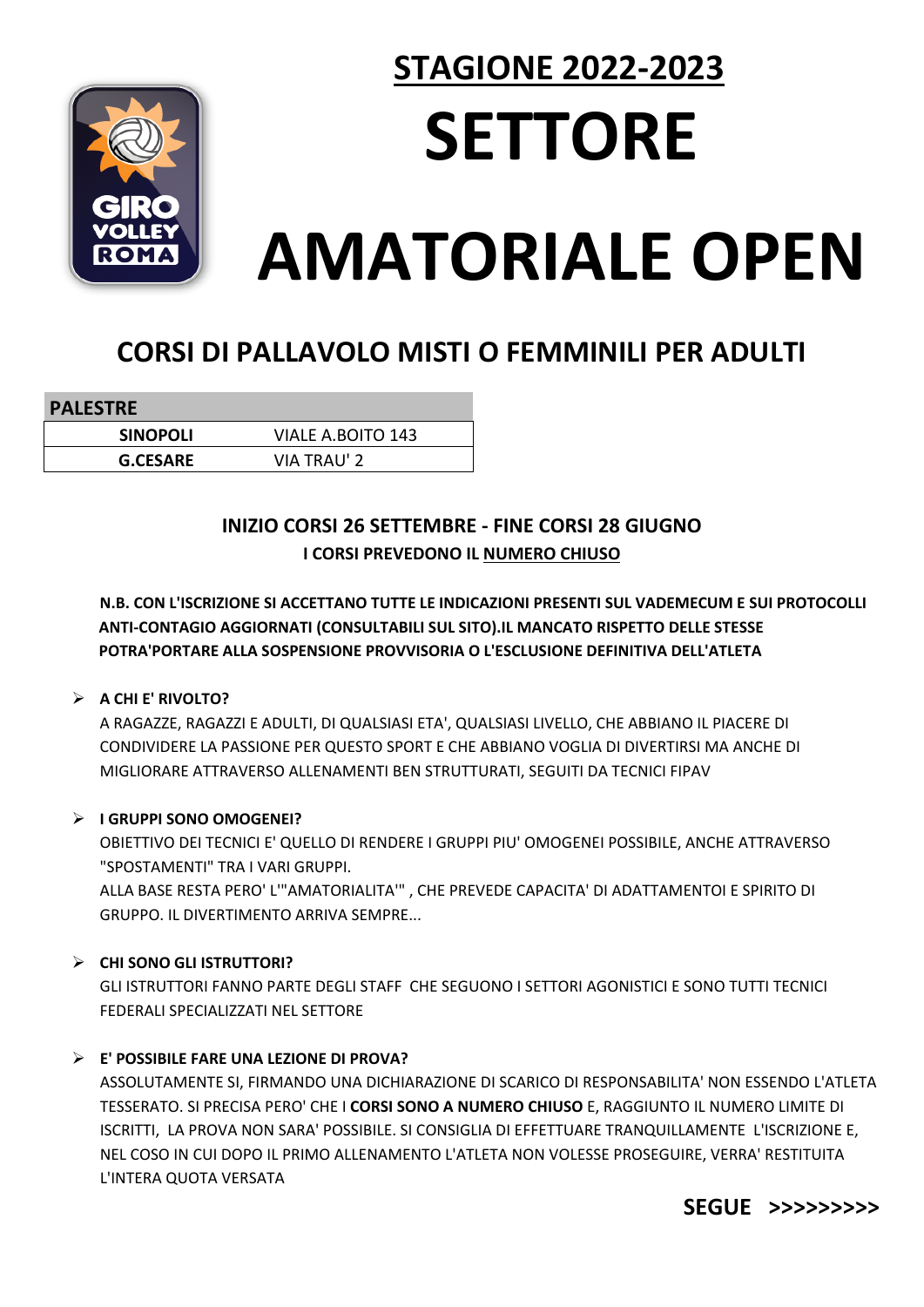# STAGIONE 2022-2023

# SETTORE

# AMATORIALE OPEN

## CORSI DI PALLAVOLO MISTI O FEMMINILI PER ADULTI

| PALESTRE | |
|---|---|
| **SINOPOLI** | VIALE A.BOITO 143 |
| **G.CESARE** | VIA TRAU' 2 |

**INIZIO CORSI 26 SETTEMBRE - FINE CORSI 28 GIUGNO**

**I CORSI PREVEDONO IL NUMERO CHIUSO**

**N.B. CON L'ISCRIZIONE SI ACCETTANO TUTTE LE INDICAZIONI PRESENTI SUL VADEMECUM E SUI PROTOCOLLI ANTI-CONTAGIO AGGIORNATI (CONSULTABILI SUL SITO).IL MANCATO RISPETTO DELLE STESSE POTRA'PORTARE ALLA SOSPENSIONE PROVVISORIA O L'ESCLUSIONE DEFINITIVA DELL'ATLETA**

- **A CHI E' RIVOLTO?**

  A RAGAZZE, RAGAZZI E ADULTI, DI QUALSIASI ETA', QUALSIASI LIVELLO, CHE ABBIANO IL PIACERE DI CONDIVIDERE LA PASSIONE PER QUESTO SPORT E CHE ABBIANO VOGLIA DI DIVERTIRSI MA ANCHE DI MIGLIORARE ATTRAVERSO ALLENAMENTI BEN STRUTTURATI, SEGUITI DA TECNICI FIPAV

- **I GRUPPI SONO OMOGENEI?**

  OBIETTIVO DEI TECNICI E' QUELLO DI RENDERE I GRUPPI PIU' OMOGENEI POSSIBILE, ANCHE ATTRAVERSO "SPOSTAMENTI" TRA I VARI GRUPPI.
  ALLA BASE RESTA PERO' L'"AMATORIALITA'" , CHE PREVEDE CAPACITA' DI ADATTAMENTOI E SPIRITO DI GRUPPO. IL DIVERTIMENTO ARRIVA SEMPRE...

- **CHI SONO GLI ISTRUTTORI?**

  GLI ISTRUTTORI FANNO PARTE DEGLI STAFF CHE SEGUONO I SETTORI AGONISTICI E SONO TUTTI TECNICI FEDERALI SPECIALIZZATI NEL SETTORE

- **E' POSSIBILE FARE UNA LEZIONE DI PROVA?**

  ASSOLUTAMENTE SI, FIRMANDO UNA DICHIARAZIONE DI SCARICO DI RESPONSABILITA' NON ESSENDO L'ATLETA TESSERATO. SI PRECISA PERO' CHE I **CORSI SONO A NUMERO CHIUSO** E, RAGGIUNTO IL NUMERO LIMITE DI ISCRITTI, LA PROVA NON SARA' POSSIBILE. SI CONSIGLIA DI EFFETTUARE TRANQUILLAMENTE L'ISCRIZIONE E, NEL COSO IN CUI DOPO IL PRIMO ALLENAMENTO L'ATLETA NON VOLESSE PROSEGUIRE, VERRA' RESTITUITA L'INTERA QUOTA VERSATA

**SEGUE >>>>>>>>>**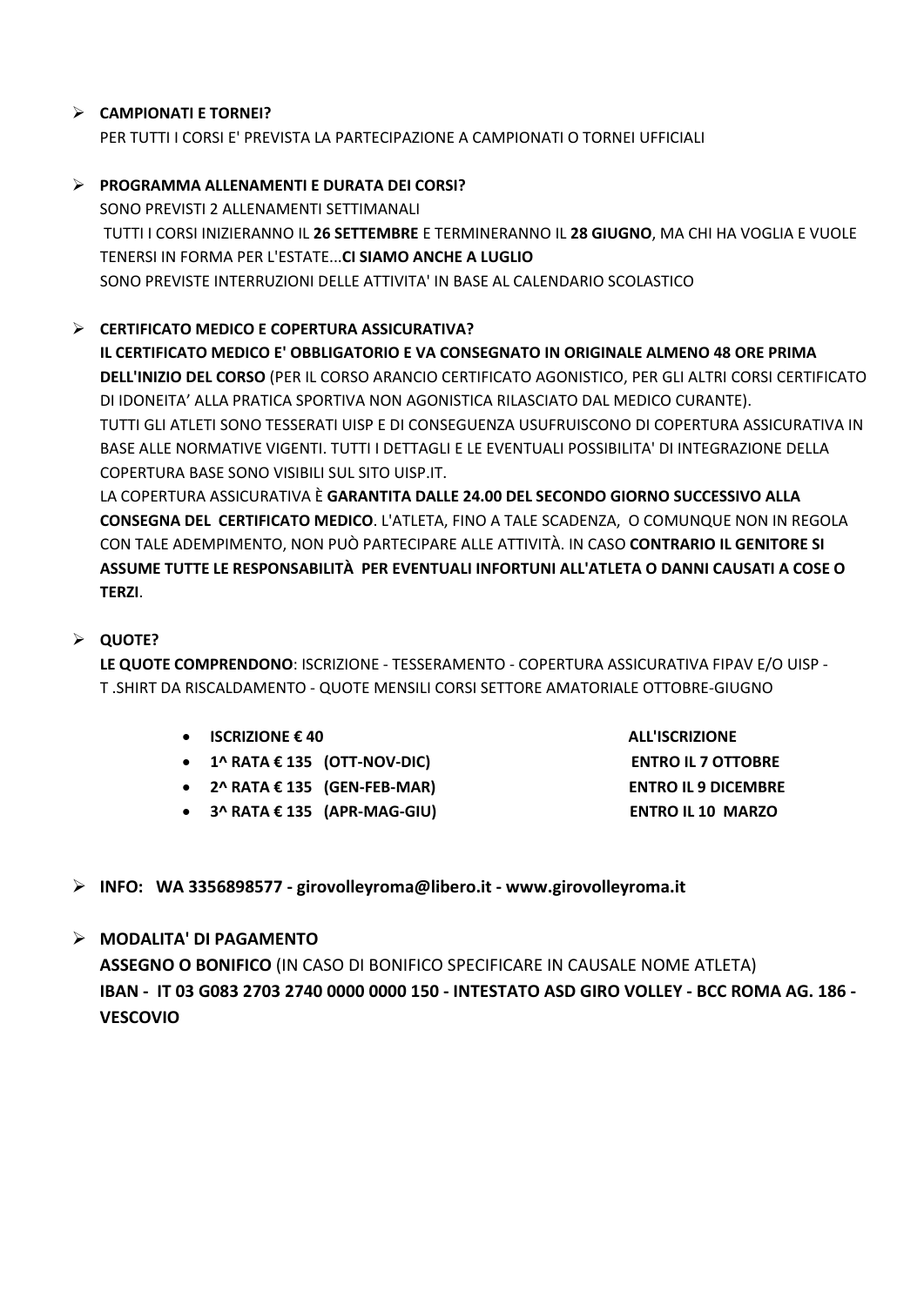- **CAMPIONATI E TORNEI?**

  PER TUTTI I CORSI E' PREVISTA LA PARTECIPAZIONE A CAMPIONATI O TORNEI UFFICIALI

- **PROGRAMMA ALLENAMENTI E DURATA DEI CORSI?**

  SONO PREVISTI 2 ALLENAMENTI SETTIMANALI

  TUTTI I CORSI INIZIERANNO IL **26 SETTEMBRE** E TERMINERANNO IL **28 GIUGNO**, MA CHI HA VOGLIA E VUOLE TENERSI IN FORMA PER L'ESTATE...**CI SIAMO ANCHE A LUGLIO**

  SONO PREVISTE INTERRUZIONI DELLE ATTIVITA' IN BASE AL CALENDARIO SCOLASTICO

- **CERTIFICATO MEDICO E COPERTURA ASSICURATIVA?**

  **IL CERTIFICATO MEDICO E' OBBLIGATORIO E VA CONSEGNATO IN ORIGINALE ALMENO 48 ORE PRIMA DELL'INIZIO DEL CORSO** (PER IL CORSO ARANCIO CERTIFICATO AGONISTICO, PER GLI ALTRI CORSI CERTIFICATO DI IDONEITA' ALLA PRATICA SPORTIVA NON AGONISTICA RILASCIATO DAL MEDICO CURANTE).

  TUTTI GLI ATLETI SONO TESSERATI UISP E DI CONSEGUENZA USUFRUISCONO DI COPERTURA ASSICURATIVA IN BASE ALLE NORMATIVE VIGENTI. TUTTI I DETTAGLI E LE EVENTUALI POSSIBILITA' DI INTEGRAZIONE DELLA COPERTURA BASE SONO VISIBILI SUL SITO UISP.IT.

  LA COPERTURA ASSICURATIVA È **GARANTITA DALLE 24.00 DEL SECONDO GIORNO SUCCESSIVO ALLA CONSEGNA DEL CERTIFICATO MEDICO**. L'ATLETA, FINO A TALE SCADENZA, O COMUNQUE NON IN REGOLA CON TALE ADEMPIMENTO, NON PUÒ PARTECIPARE ALLE ATTIVITÀ. IN CASO **CONTRARIO IL GENITORE SI ASSUME TUTTE LE RESPONSABILITÀ PER EVENTUALI INFORTUNI ALL'ATLETA O DANNI CAUSATI A COSE O TERZI**.

- **QUOTE?**

  **LE QUOTE COMPRENDONO**: ISCRIZIONE - TESSERAMENTO - COPERTURA ASSICURATIVA FIPAV E/O UISP - T .SHIRT DA RISCALDAMENTO - QUOTE MENSILI CORSI SETTORE AMATORIALE OTTOBRE-GIUGNO

  - **ISCRIZIONE € 40** — **ALL'ISCRIZIONE**
  - **1^ RATA € 135 (OTT-NOV-DIC)** — **ENTRO IL 7 OTTOBRE**
  - **2^ RATA € 135 (GEN-FEB-MAR)** — **ENTRO IL 9 DICEMBRE**
  - **3^ RATA € 135 (APR-MAG-GIU)** — **ENTRO IL 10 MARZO**

- **INFO: WA 3356898577 - girovolleyroma@libero.it - www.girovolleyroma.it**

- **MODALITA' DI PAGAMENTO**

  **ASSEGNO O BONIFICO** (IN CASO DI BONIFICO SPECIFICARE IN CAUSALE NOME ATLETA)

  **IBAN - IT 03 G083 2703 2740 0000 0000 150 - INTESTATO ASD GIRO VOLLEY - BCC ROMA AG. 186 - VESCOVIO**